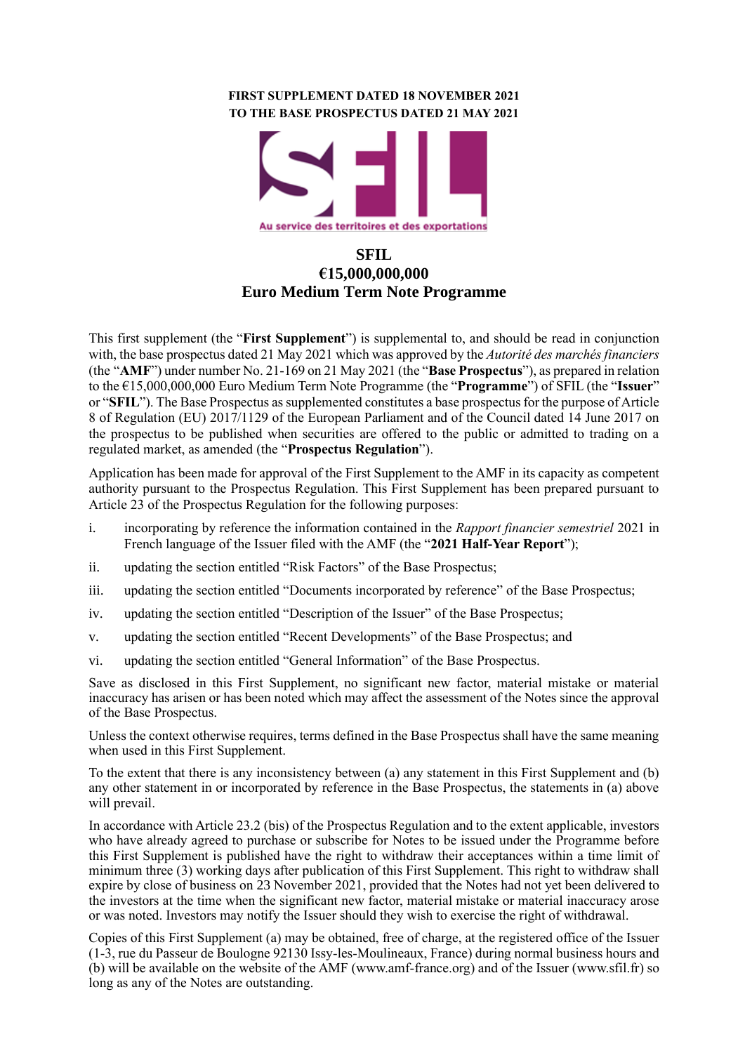**FIRST SUPPLEMENT DATED 18 NOVEMBER 2021**
**TO THE BASE PROSPECTUS DATED 21 MAY 2021**

Au service des territoires et des exportations

# SFIL
# €15,000,000,000
# Euro Medium Term Note Programme

This first supplement (the "**First Supplement**") is supplemental to, and should be read in conjunction with, the base prospectus dated 21 May 2021 which was approved by the *Autorité des marchés financiers* (the "**AMF**") under number No. 21-169 on 21 May 2021 (the "**Base Prospectus**"), as prepared in relation to the €15,000,000,000 Euro Medium Term Note Programme (the "**Programme**") of SFIL (the "**Issuer**" or "**SFIL**"). The Base Prospectus as supplemented constitutes a base prospectus for the purpose of Article 8 of Regulation (EU) 2017/1129 of the European Parliament and of the Council dated 14 June 2017 on the prospectus to be published when securities are offered to the public or admitted to trading on a regulated market, as amended (the "**Prospectus Regulation**").

Application has been made for approval of the First Supplement to the AMF in its capacity as competent authority pursuant to the Prospectus Regulation. This First Supplement has been prepared pursuant to Article 23 of the Prospectus Regulation for the following purposes:

i. incorporating by reference the information contained in the *Rapport financier semestriel* 2021 in French language of the Issuer filed with the AMF (the "**2021 Half-Year Report**");

ii. updating the section entitled "Risk Factors" of the Base Prospectus;

iii. updating the section entitled "Documents incorporated by reference" of the Base Prospectus;

iv. updating the section entitled "Description of the Issuer" of the Base Prospectus;

v. updating the section entitled "Recent Developments" of the Base Prospectus; and

vi. updating the section entitled "General Information" of the Base Prospectus.

Save as disclosed in this First Supplement, no significant new factor, material mistake or material inaccuracy has arisen or has been noted which may affect the assessment of the Notes since the approval of the Base Prospectus.

Unless the context otherwise requires, terms defined in the Base Prospectus shall have the same meaning when used in this First Supplement.

To the extent that there is any inconsistency between (a) any statement in this First Supplement and (b) any other statement in or incorporated by reference in the Base Prospectus, the statements in (a) above will prevail.

In accordance with Article 23.2 (bis) of the Prospectus Regulation and to the extent applicable, investors who have already agreed to purchase or subscribe for Notes to be issued under the Programme before this First Supplement is published have the right to withdraw their acceptances within a time limit of minimum three (3) working days after publication of this First Supplement. This right to withdraw shall expire by close of business on 23 November 2021, provided that the Notes had not yet been delivered to the investors at the time when the significant new factor, material mistake or material inaccuracy arose or was noted. Investors may notify the Issuer should they wish to exercise the right of withdrawal.

Copies of this First Supplement (a) may be obtained, free of charge, at the registered office of the Issuer (1-3, rue du Passeur de Boulogne 92130 Issy-les-Moulineaux, France) during normal business hours and (b) will be available on the website of the AMF (www.amf-france.org) and of the Issuer (www.sfil.fr) so long as any of the Notes are outstanding.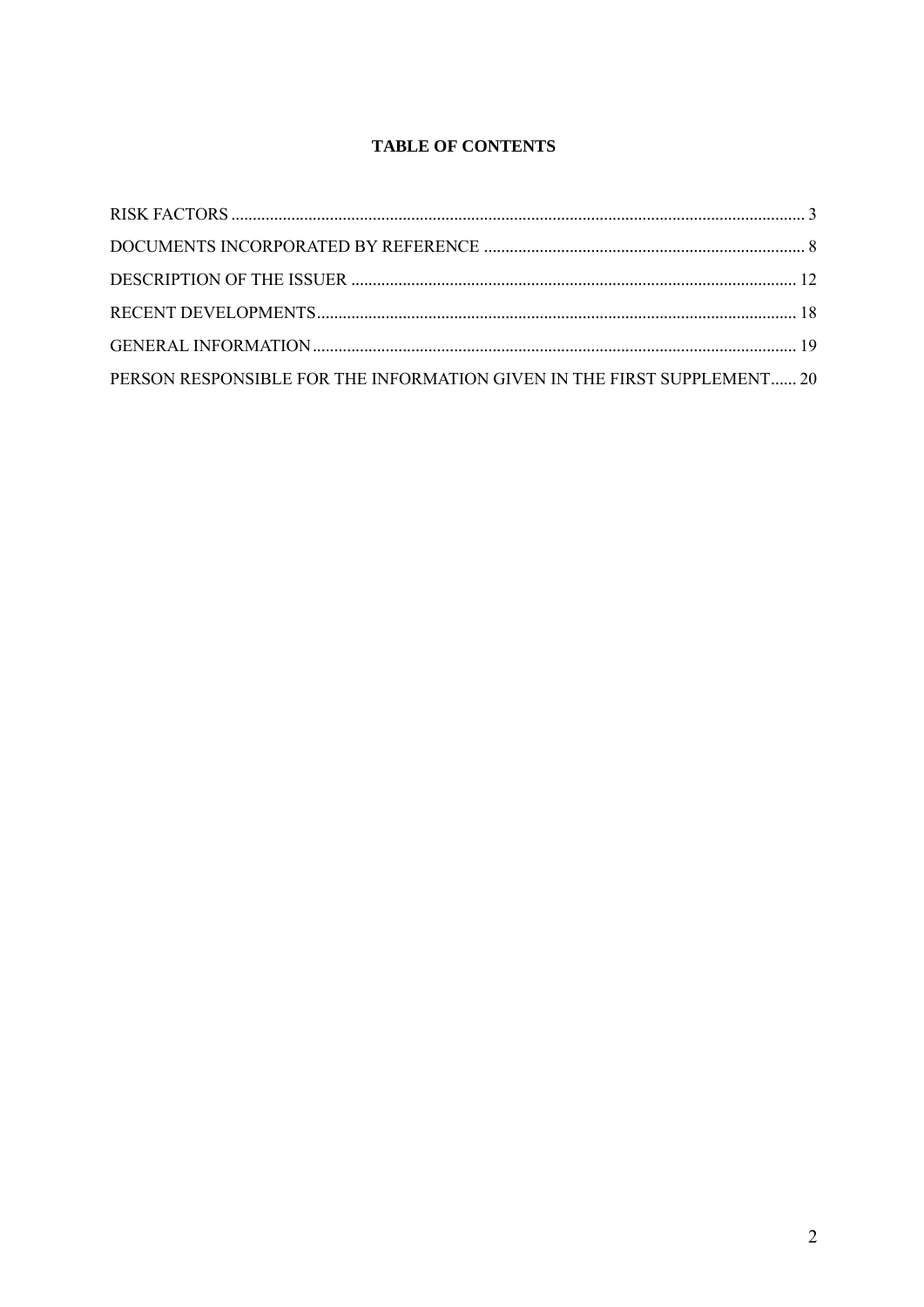**TABLE OF CONTENTS**

RISK FACTORS ..................................................................................................................................... 3

DOCUMENTS INCORPORATED BY REFERENCE ........................................................................... 8

DESCRIPTION OF THE ISSUER ....................................................................................................... 12

RECENT DEVELOPMENTS ............................................................................................................... 18

GENERAL INFORMATION ................................................................................................................ 19

PERSON RESPONSIBLE FOR THE INFORMATION GIVEN IN THE FIRST SUPPLEMENT...... 20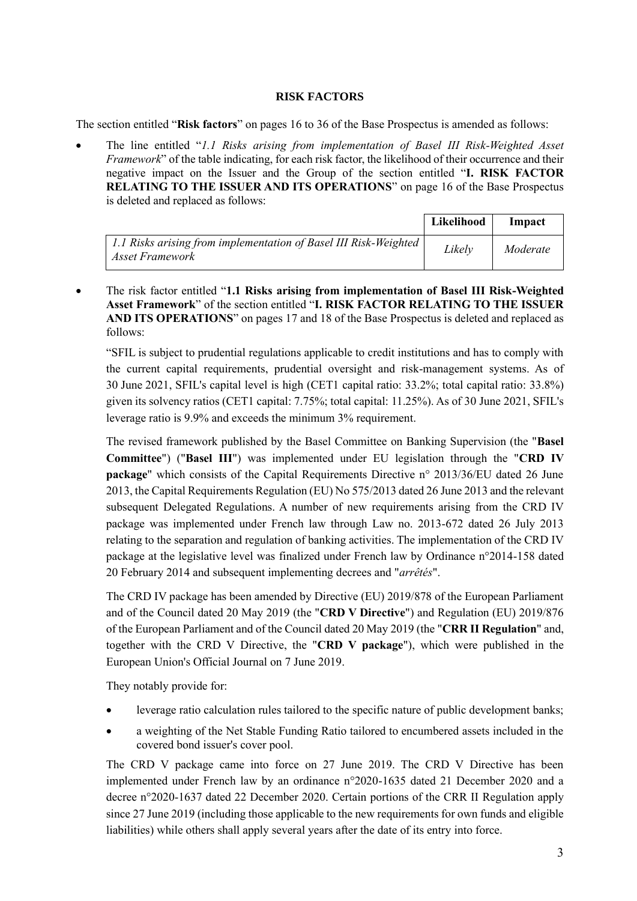## RISK FACTORS

The section entitled "**Risk factors**" on pages 16 to 36 of the Base Prospectus is amended as follows:

- The line entitled "*1.1 Risks arising from implementation of Basel III Risk-Weighted Asset Framework*" of the table indicating, for each risk factor, the likelihood of their occurrence and their negative impact on the Issuer and the Group of the section entitled "**I. RISK FACTOR RELATING TO THE ISSUER AND ITS OPERATIONS**" on page 16 of the Base Prospectus is deleted and replaced as follows:

| | **Likelihood** | **Impact** |
|---|---|---|
| *1.1 Risks arising from implementation of Basel III Risk-Weighted Asset Framework* | *Likely* | *Moderate* |

- The risk factor entitled "**1.1 Risks arising from implementation of Basel III Risk-Weighted Asset Framework**" of the section entitled "**I. RISK FACTOR RELATING TO THE ISSUER AND ITS OPERATIONS**" on pages 17 and 18 of the Base Prospectus is deleted and replaced as follows:

  "SFIL is subject to prudential regulations applicable to credit institutions and has to comply with the current capital requirements, prudential oversight and risk-management systems. As of 30 June 2021, SFIL's capital level is high (CET1 capital ratio: 33.2%; total capital ratio: 33.8%) given its solvency ratios (CET1 capital: 7.75%; total capital: 11.25%). As of 30 June 2021, SFIL's leverage ratio is 9.9% and exceeds the minimum 3% requirement.

  The revised framework published by the Basel Committee on Banking Supervision (the "**Basel Committee**") ("**Basel III**") was implemented under EU legislation through the "**CRD IV package**" which consists of the Capital Requirements Directive n° 2013/36/EU dated 26 June 2013, the Capital Requirements Regulation (EU) No 575/2013 dated 26 June 2013 and the relevant subsequent Delegated Regulations. A number of new requirements arising from the CRD IV package was implemented under French law through Law no. 2013-672 dated 26 July 2013 relating to the separation and regulation of banking activities. The implementation of the CRD IV package at the legislative level was finalized under French law by Ordinance n°2014-158 dated 20 February 2014 and subsequent implementing decrees and "*arrêtés*".

  The CRD IV package has been amended by Directive (EU) 2019/878 of the European Parliament and of the Council dated 20 May 2019 (the "**CRD V Directive**") and Regulation (EU) 2019/876 of the European Parliament and of the Council dated 20 May 2019 (the "**CRR II Regulation**" and, together with the CRD V Directive, the "**CRD V package**"), which were published in the European Union's Official Journal on 7 June 2019.

  They notably provide for:

  - leverage ratio calculation rules tailored to the specific nature of public development banks;
  - a weighting of the Net Stable Funding Ratio tailored to encumbered assets included in the covered bond issuer's cover pool.

  The CRD V package came into force on 27 June 2019. The CRD V Directive has been implemented under French law by an ordinance n°2020-1635 dated 21 December 2020 and a decree n°2020-1637 dated 22 December 2020. Certain portions of the CRR II Regulation apply since 27 June 2019 (including those applicable to the new requirements for own funds and eligible liabilities) while others shall apply several years after the date of its entry into force.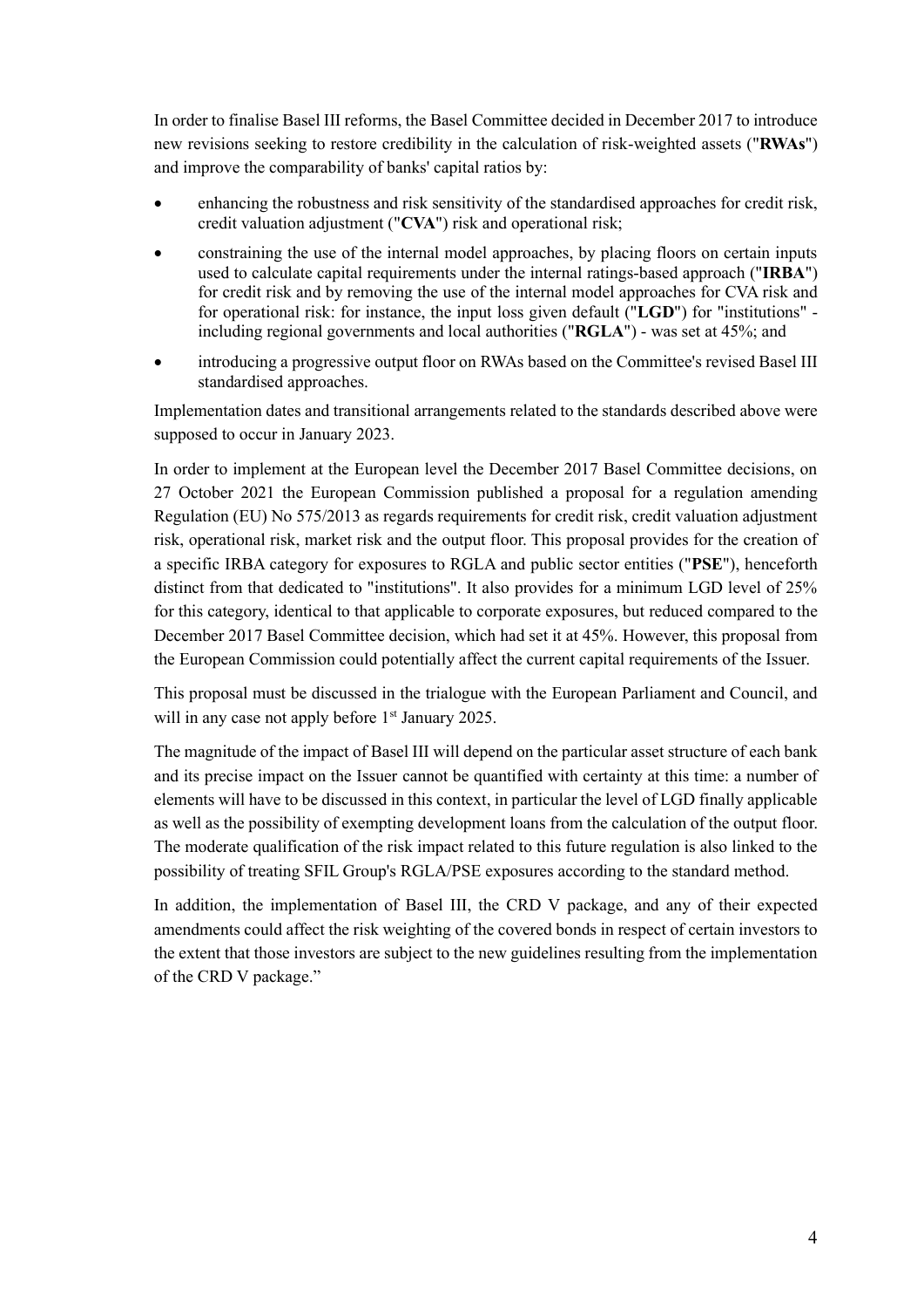In order to finalise Basel III reforms, the Basel Committee decided in December 2017 to introduce new revisions seeking to restore credibility in the calculation of risk-weighted assets ("**RWAs**") and improve the comparability of banks' capital ratios by:

- enhancing the robustness and risk sensitivity of the standardised approaches for credit risk, credit valuation adjustment ("**CVA**") risk and operational risk;
- constraining the use of the internal model approaches, by placing floors on certain inputs used to calculate capital requirements under the internal ratings-based approach ("**IRBA**") for credit risk and by removing the use of the internal model approaches for CVA risk and for operational risk: for instance, the input loss given default ("**LGD**") for "institutions" - including regional governments and local authorities ("**RGLA**") - was set at 45%; and
- introducing a progressive output floor on RWAs based on the Committee's revised Basel III standardised approaches.

Implementation dates and transitional arrangements related to the standards described above were supposed to occur in January 2023.

In order to implement at the European level the December 2017 Basel Committee decisions, on 27 October 2021 the European Commission published a proposal for a regulation amending Regulation (EU) No 575/2013 as regards requirements for credit risk, credit valuation adjustment risk, operational risk, market risk and the output floor. This proposal provides for the creation of a specific IRBA category for exposures to RGLA and public sector entities ("**PSE**"), henceforth distinct from that dedicated to "institutions". It also provides for a minimum LGD level of 25% for this category, identical to that applicable to corporate exposures, but reduced compared to the December 2017 Basel Committee decision, which had set it at 45%. However, this proposal from the European Commission could potentially affect the current capital requirements of the Issuer.

This proposal must be discussed in the trialogue with the European Parliament and Council, and will in any case not apply before 1st January 2025.

The magnitude of the impact of Basel III will depend on the particular asset structure of each bank and its precise impact on the Issuer cannot be quantified with certainty at this time: a number of elements will have to be discussed in this context, in particular the level of LGD finally applicable as well as the possibility of exempting development loans from the calculation of the output floor. The moderate qualification of the risk impact related to this future regulation is also linked to the possibility of treating SFIL Group's RGLA/PSE exposures according to the standard method.

In addition, the implementation of Basel III, the CRD V package, and any of their expected amendments could affect the risk weighting of the covered bonds in respect of certain investors to the extent that those investors are subject to the new guidelines resulting from the implementation of the CRD V package."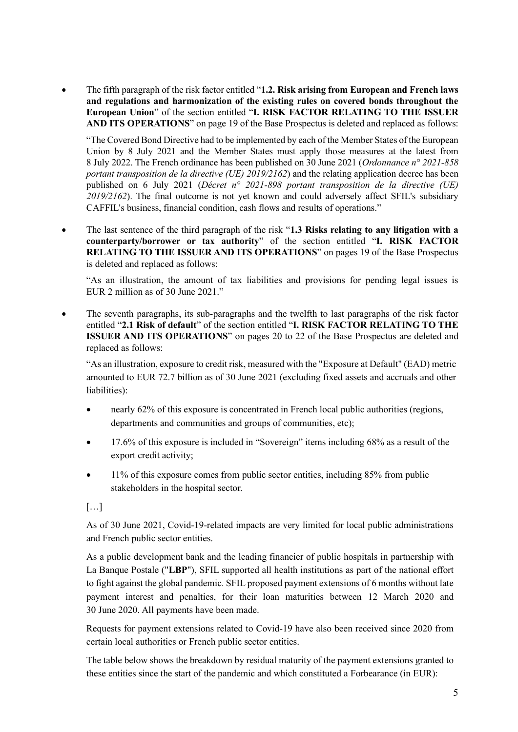- The fifth paragraph of the risk factor entitled "**1.2. Risk arising from European and French laws and regulations and harmonization of the existing rules on covered bonds throughout the European Union**" of the section entitled "**I. RISK FACTOR RELATING TO THE ISSUER AND ITS OPERATIONS**" on page 19 of the Base Prospectus is deleted and replaced as follows:

  "The Covered Bond Directive had to be implemented by each of the Member States of the European Union by 8 July 2021 and the Member States must apply those measures at the latest from 8 July 2022. The French ordinance has been published on 30 June 2021 (*Ordonnance n° 2021-858 portant transposition de la directive (UE) 2019/2162*) and the relating application decree has been published on 6 July 2021 (*Décret n° 2021-898 portant transposition de la directive (UE) 2019/2162*). The final outcome is not yet known and could adversely affect SFIL's subsidiary CAFFIL's business, financial condition, cash flows and results of operations."

- The last sentence of the third paragraph of the risk "**1.3 Risks relating to any litigation with a counterparty/borrower or tax authority**" of the section entitled "**I. RISK FACTOR RELATING TO THE ISSUER AND ITS OPERATIONS**" on pages 19 of the Base Prospectus is deleted and replaced as follows:

  "As an illustration, the amount of tax liabilities and provisions for pending legal issues is EUR 2 million as of 30 June 2021."

- The seventh paragraphs, its sub-paragraphs and the twelfth to last paragraphs of the risk factor entitled "**2.1 Risk of default**" of the section entitled "**I. RISK FACTOR RELATING TO THE ISSUER AND ITS OPERATIONS**" on pages 20 to 22 of the Base Prospectus are deleted and replaced as follows:

  "As an illustration, exposure to credit risk, measured with the "Exposure at Default" (EAD) metric amounted to EUR 72.7 billion as of 30 June 2021 (excluding fixed assets and accruals and other liabilities):

  - nearly 62% of this exposure is concentrated in French local public authorities (regions, departments and communities and groups of communities, etc);
  - 17.6% of this exposure is included in "Sovereign" items including 68% as a result of the export credit activity;
  - 11% of this exposure comes from public sector entities, including 85% from public stakeholders in the hospital sector.

  […]

  As of 30 June 2021, Covid-19-related impacts are very limited for local public administrations and French public sector entities.

  As a public development bank and the leading financier of public hospitals in partnership with La Banque Postale ("**LBP**"), SFIL supported all health institutions as part of the national effort to fight against the global pandemic. SFIL proposed payment extensions of 6 months without late payment interest and penalties, for their loan maturities between 12 March 2020 and 30 June 2020. All payments have been made.

  Requests for payment extensions related to Covid-19 have also been received since 2020 from certain local authorities or French public sector entities.

  The table below shows the breakdown by residual maturity of the payment extensions granted to these entities since the start of the pandemic and which constituted a Forbearance (in EUR):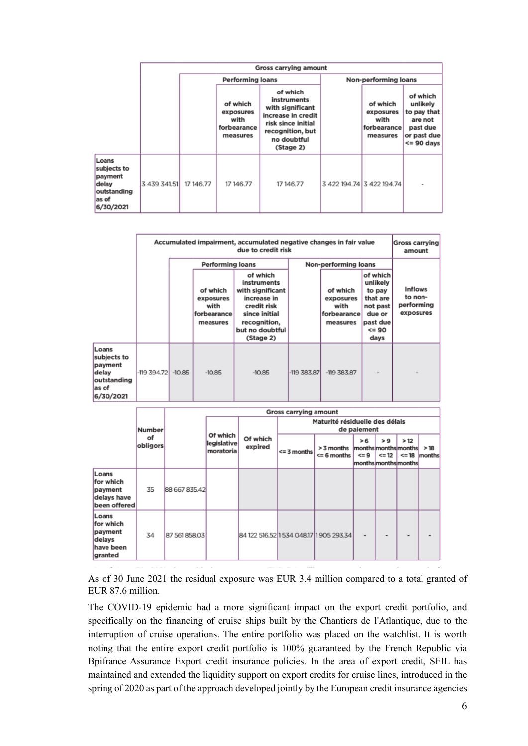| | Gross carrying amount | | | | | | |
|---|---|---|---|---|---|---|---|
| | | Performing loans | | | Non-performing loans | | |
| | | | of which exposures with forbearance measures | of which instruments with significant increase in credit risk since initial recognition, but no doubtful (Stage 2) | | of which exposures with forbearance measures | of which unlikely to pay that are not past due or past due <= 90 days |
| Loans subjects to payment delay outstanding as of 6/30/2021 | 3 439 341.51 | 17 146.77 | 17 146.77 | 17 146.77 | 3 422 194.74 | 3 422 194.74 | - |

| | Accumulated impairment, accumulated negative changes in fair value due to credit risk | | | | | | | Gross carrying amount |
|---|---|---|---|---|---|---|---|---|
| | | Performing loans | | | Non-performing loans | | | |
| | | | of which exposures with forbearance measures | of which instruments with significant increase in credit risk since initial recognition, but no doubtful (Stage 2) | | of which exposures with forbearance measures | of which unlikely to pay that are not past due or past due <= 90 days | Inflows to non-performing exposures |
| Loans subjects to payment delay outstanding as of 6/30/2021 | -119 394.72 | -10.85 | -10.85 | -10.85 | -119 383.87 | -119 383.87 | - | - |

| | Number of obligors | Gross carrying amount | | | | | | | | |
|---|---|---|---|---|---|---|---|---|---|---|
| | | | Of which legislative moratoria | Of which expired | Maturité résiduelle des délais de paiement | | | | | |
| | | | | | <= 3 months | > 3 months <= 6 months | > 6 months <= 9 months | > 9 months <= 12 months | > 12 months <= 18 months | > 18 months |
| Loans for which payment delays have been offered | 35 | 88 667 835.42 | | | | | | | | |
| Loans for which payment delays have been granted | 34 | 87 561 858.03 | | 84 122 516.52 | 1 534 048.17 | 1 905 293.34 | - | - | - | - |

As of 30 June 2021 the residual exposure was EUR 3.4 million compared to a total granted of EUR 87.6 million.

The COVID-19 epidemic had a more significant impact on the export credit portfolio, and specifically on the financing of cruise ships built by the Chantiers de l'Atlantique, due to the interruption of cruise operations. The entire portfolio was placed on the watchlist. It is worth noting that the entire export credit portfolio is 100% guaranteed by the French Republic via Bpifrance Assurance Export credit insurance policies. In the area of export credit, SFIL has maintained and extended the liquidity support on export credits for cruise lines, introduced in the spring of 2020 as part of the approach developed jointly by the European credit insurance agencies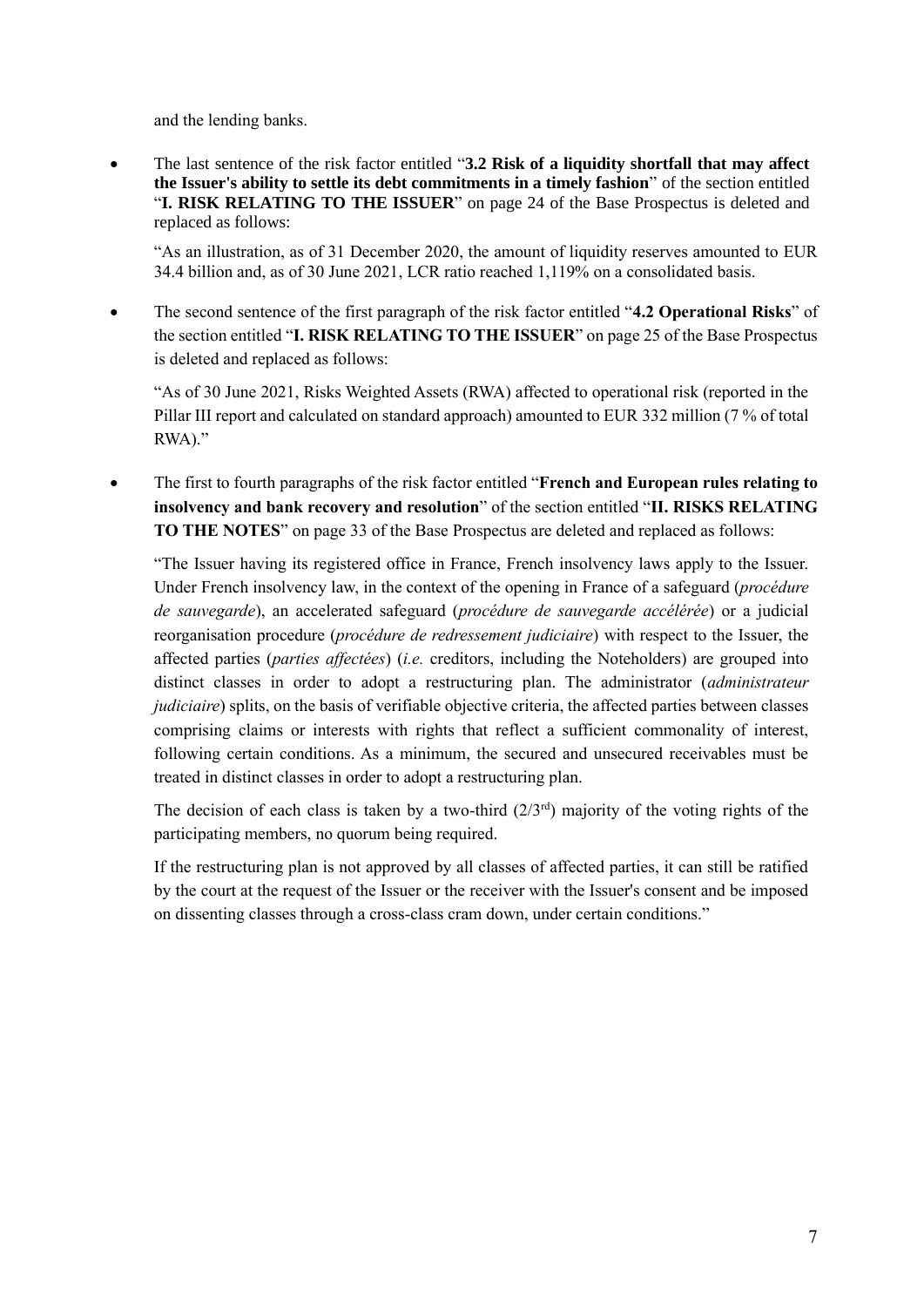and the lending banks.

- The last sentence of the risk factor entitled "**3.2 Risk of a liquidity shortfall that may affect the Issuer's ability to settle its debt commitments in a timely fashion**" of the section entitled "**I. RISK RELATING TO THE ISSUER**" on page 24 of the Base Prospectus is deleted and replaced as follows:

  "As an illustration, as of 31 December 2020, the amount of liquidity reserves amounted to EUR 34.4 billion and, as of 30 June 2021, LCR ratio reached 1,119% on a consolidated basis.

- The second sentence of the first paragraph of the risk factor entitled "**4.2 Operational Risks**" of the section entitled "**I. RISK RELATING TO THE ISSUER**" on page 25 of the Base Prospectus is deleted and replaced as follows:

  "As of 30 June 2021, Risks Weighted Assets (RWA) affected to operational risk (reported in the Pillar III report and calculated on standard approach) amounted to EUR 332 million (7 % of total RWA)."

- The first to fourth paragraphs of the risk factor entitled "**French and European rules relating to insolvency and bank recovery and resolution**" of the section entitled "**II. RISKS RELATING TO THE NOTES**" on page 33 of the Base Prospectus are deleted and replaced as follows:

  "The Issuer having its registered office in France, French insolvency laws apply to the Issuer. Under French insolvency law, in the context of the opening in France of a safeguard (*procédure de sauvegarde*), an accelerated safeguard (*procédure de sauvegarde accélérée*) or a judicial reorganisation procedure (*procédure de redressement judiciaire*) with respect to the Issuer, the affected parties (*parties affectées*) (*i.e.* creditors, including the Noteholders) are grouped into distinct classes in order to adopt a restructuring plan. The administrator (*administrateur judiciaire*) splits, on the basis of verifiable objective criteria, the affected parties between classes comprising claims or interests with rights that reflect a sufficient commonality of interest, following certain conditions. As a minimum, the secured and unsecured receivables must be treated in distinct classes in order to adopt a restructuring plan.

  The decision of each class is taken by a two-third (2/3rd) majority of the voting rights of the participating members, no quorum being required.

  If the restructuring plan is not approved by all classes of affected parties, it can still be ratified by the court at the request of the Issuer or the receiver with the Issuer's consent and be imposed on dissenting classes through a cross-class cram down, under certain conditions."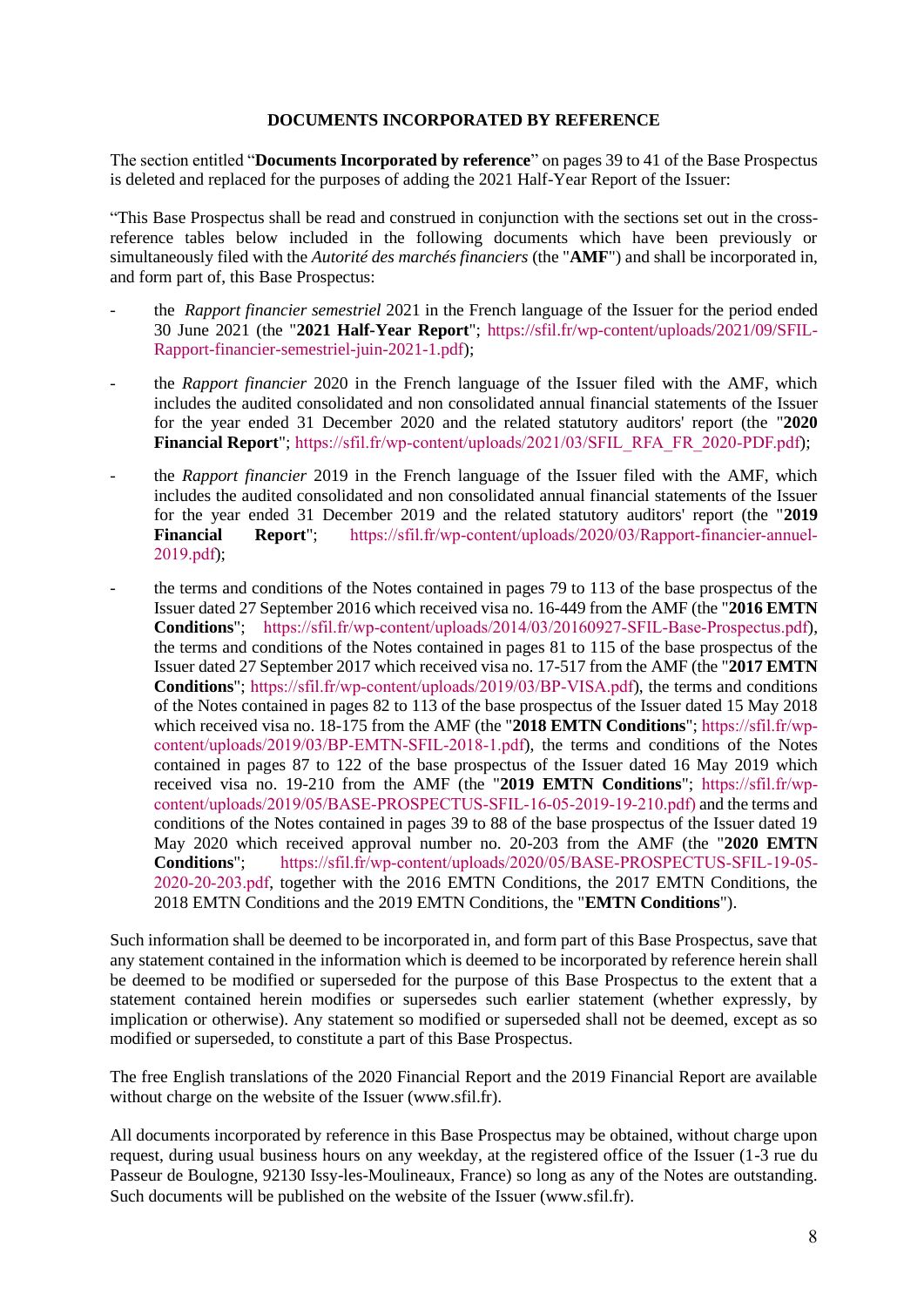## DOCUMENTS INCORPORATED BY REFERENCE

The section entitled "**Documents Incorporated by reference**" on pages 39 to 41 of the Base Prospectus is deleted and replaced for the purposes of adding the 2021 Half-Year Report of the Issuer:

"This Base Prospectus shall be read and construed in conjunction with the sections set out in the cross-reference tables below included in the following documents which have been previously or simultaneously filed with the *Autorité des marchés financiers* (the "**AMF**") and shall be incorporated in, and form part of, this Base Prospectus:

- the *Rapport financier semestriel* 2021 in the French language of the Issuer for the period ended 30 June 2021 (the "**2021 Half-Year Report**"; https://sfil.fr/wp-content/uploads/2021/09/SFIL-Rapport-financier-semestriel-juin-2021-1.pdf);

- the *Rapport financier* 2020 in the French language of the Issuer filed with the AMF, which includes the audited consolidated and non consolidated annual financial statements of the Issuer for the year ended 31 December 2020 and the related statutory auditors' report (the "**2020 Financial Report**"; https://sfil.fr/wp-content/uploads/2021/03/SFIL_RFA_FR_2020-PDF.pdf);

- the *Rapport financier* 2019 in the French language of the Issuer filed with the AMF, which includes the audited consolidated and non consolidated annual financial statements of the Issuer for the year ended 31 December 2019 and the related statutory auditors' report (the "**2019 Financial Report**"; https://sfil.fr/wp-content/uploads/2020/03/Rapport-financier-annuel-2019.pdf);

- the terms and conditions of the Notes contained in pages 79 to 113 of the base prospectus of the Issuer dated 27 September 2016 which received visa no. 16-449 from the AMF (the "**2016 EMTN Conditions**"; https://sfil.fr/wp-content/uploads/2014/03/20160927-SFIL-Base-Prospectus.pdf), the terms and conditions of the Notes contained in pages 81 to 115 of the base prospectus of the Issuer dated 27 September 2017 which received visa no. 17-517 from the AMF (the "**2017 EMTN Conditions**"; https://sfil.fr/wp-content/uploads/2019/03/BP-VISA.pdf), the terms and conditions of the Notes contained in pages 82 to 113 of the base prospectus of the Issuer dated 15 May 2018 which received visa no. 18-175 from the AMF (the "**2018 EMTN Conditions**"; https://sfil.fr/wp-content/uploads/2019/03/BP-EMTN-SFIL-2018-1.pdf), the terms and conditions of the Notes contained in pages 87 to 122 of the base prospectus of the Issuer dated 16 May 2019 which received visa no. 19-210 from the AMF (the "**2019 EMTN Conditions**"; https://sfil.fr/wp-content/uploads/2019/05/BASE-PROSPECTUS-SFIL-16-05-2019-19-210.pdf) and the terms and conditions of the Notes contained in pages 39 to 88 of the base prospectus of the Issuer dated 19 May 2020 which received approval number no. 20-203 from the AMF (the "**2020 EMTN Conditions**"; https://sfil.fr/wp-content/uploads/2020/05/BASE-PROSPECTUS-SFIL-19-05-2020-20-203.pdf, together with the 2016 EMTN Conditions, the 2017 EMTN Conditions, the 2018 EMTN Conditions and the 2019 EMTN Conditions, the "**EMTN Conditions**").

Such information shall be deemed to be incorporated in, and form part of this Base Prospectus, save that any statement contained in the information which is deemed to be incorporated by reference herein shall be deemed to be modified or superseded for the purpose of this Base Prospectus to the extent that a statement contained herein modifies or supersedes such earlier statement (whether expressly, by implication or otherwise). Any statement so modified or superseded shall not be deemed, except as so modified or superseded, to constitute a part of this Base Prospectus.

The free English translations of the 2020 Financial Report and the 2019 Financial Report are available without charge on the website of the Issuer (www.sfil.fr).

All documents incorporated by reference in this Base Prospectus may be obtained, without charge upon request, during usual business hours on any weekday, at the registered office of the Issuer (1-3 rue du Passeur de Boulogne, 92130 Issy-les-Moulineaux, France) so long as any of the Notes are outstanding. Such documents will be published on the website of the Issuer (www.sfil.fr).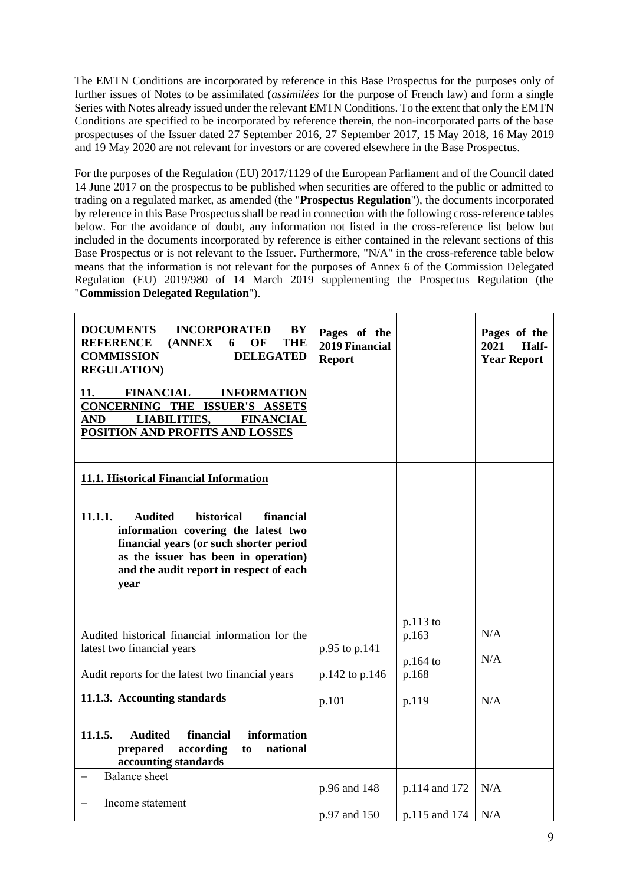The EMTN Conditions are incorporated by reference in this Base Prospectus for the purposes only of further issues of Notes to be assimilated (*assimilées* for the purpose of French law) and form a single Series with Notes already issued under the relevant EMTN Conditions. To the extent that only the EMTN Conditions are specified to be incorporated by reference therein, the non-incorporated parts of the base prospectuses of the Issuer dated 27 September 2016, 27 September 2017, 15 May 2018, 16 May 2019 and 19 May 2020 are not relevant for investors or are covered elsewhere in the Base Prospectus.

For the purposes of the Regulation (EU) 2017/1129 of the European Parliament and of the Council dated 14 June 2017 on the prospectus to be published when securities are offered to the public or admitted to trading on a regulated market, as amended (the "**Prospectus Regulation**"), the documents incorporated by reference in this Base Prospectus shall be read in connection with the following cross-reference tables below. For the avoidance of doubt, any information not listed in the cross-reference list below but included in the documents incorporated by reference is either contained in the relevant sections of this Base Prospectus or is not relevant to the Issuer. Furthermore, "N/A" in the cross-reference table below means that the information is not relevant for the purposes of Annex 6 of the Commission Delegated Regulation (EU) 2019/980 of 14 March 2019 supplementing the Prospectus Regulation (the "**Commission Delegated Regulation**").

| **DOCUMENTS INCORPORATED BY REFERENCE (ANNEX 6 OF THE COMMISSION DELEGATED REGULATION)** | **Pages of the 2019 Financial Report** | | **Pages of the 2021 Half-Year Report** |
|---|---|---|---|
| **11. FINANCIAL INFORMATION CONCERNING THE ISSUER'S ASSETS AND LIABILITIES, FINANCIAL POSITION AND PROFITS AND LOSSES** | | | |
| **11.1. Historical Financial Information** | | | |
| **11.1.1. Audited historical financial information covering the latest two financial years (or such shorter period as the issuer has been in operation) and the audit report in respect of each year** | | | |
| Audited historical financial information for the latest two financial years | p.95 to p.141 | p.113 to p.163 | N/A |
| Audit reports for the latest two financial years | p.142 to p.146 | p.164 to p.168 | N/A |
| **11.1.3. Accounting standards** | p.101 | p.119 | N/A |
| **11.1.5. Audited financial information prepared according to national accounting standards** | | | |
| – Balance sheet | p.96 and 148 | p.114 and 172 | N/A |
| – Income statement | p.97 and 150 | p.115 and 174 | N/A |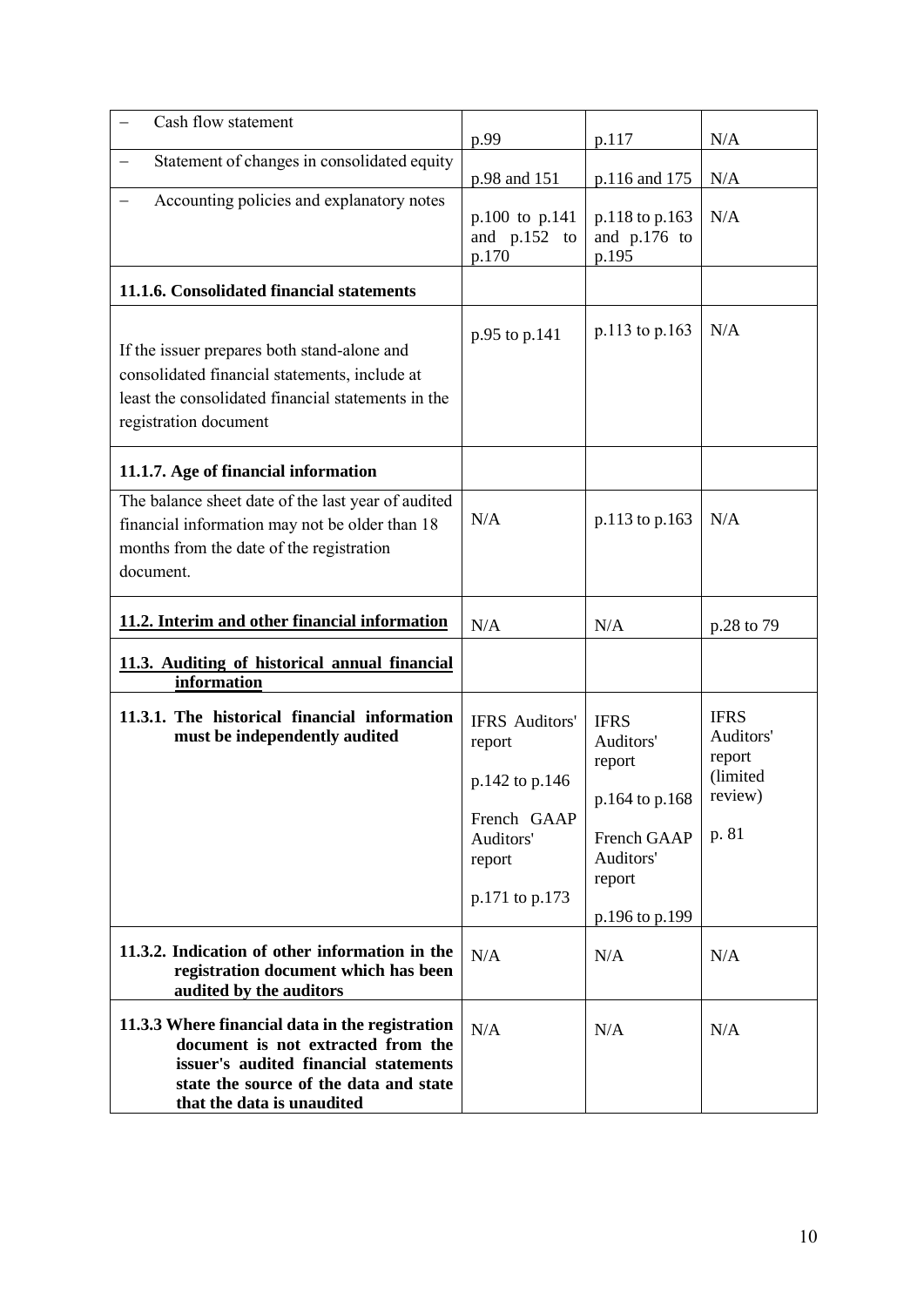| | | | |
|---|---|---|---|
| – Cash flow statement | p.99 | p.117 | N/A |
| – Statement of changes in consolidated equity | p.98 and 151 | p.116 and 175 | N/A |
| – Accounting policies and explanatory notes | p.100 to p.141 and p.152 to p.170 | p.118 to p.163 and p.176 to p.195 | N/A |
| **11.1.6. Consolidated financial statements** | | | |
| If the issuer prepares both stand-alone and consolidated financial statements, include at least the consolidated financial statements in the registration document | p.95 to p.141 | p.113 to p.163 | N/A |
| **11.1.7. Age of financial information** | | | |
| The balance sheet date of the last year of audited financial information may not be older than 18 months from the date of the registration document. | N/A | p.113 to p.163 | N/A |
| **11.2. Interim and other financial information** | N/A | N/A | p.28 to 79 |
| **11.3. Auditing of historical annual financial information** | | | |
| **11.3.1. The historical financial information must be independently audited** | IFRS Auditors' report<br>p.142 to p.146<br>French GAAP Auditors' report<br>p.171 to p.173 | IFRS Auditors' report<br>p.164 to p.168<br>French GAAP Auditors' report<br>p.196 to p.199 | IFRS Auditors' report (limited review)<br>p. 81 |
| **11.3.2. Indication of other information in the registration document which has been audited by the auditors** | N/A | N/A | N/A |
| **11.3.3 Where financial data in the registration document is not extracted from the issuer's audited financial statements state the source of the data and state that the data is unaudited** | N/A | N/A | N/A |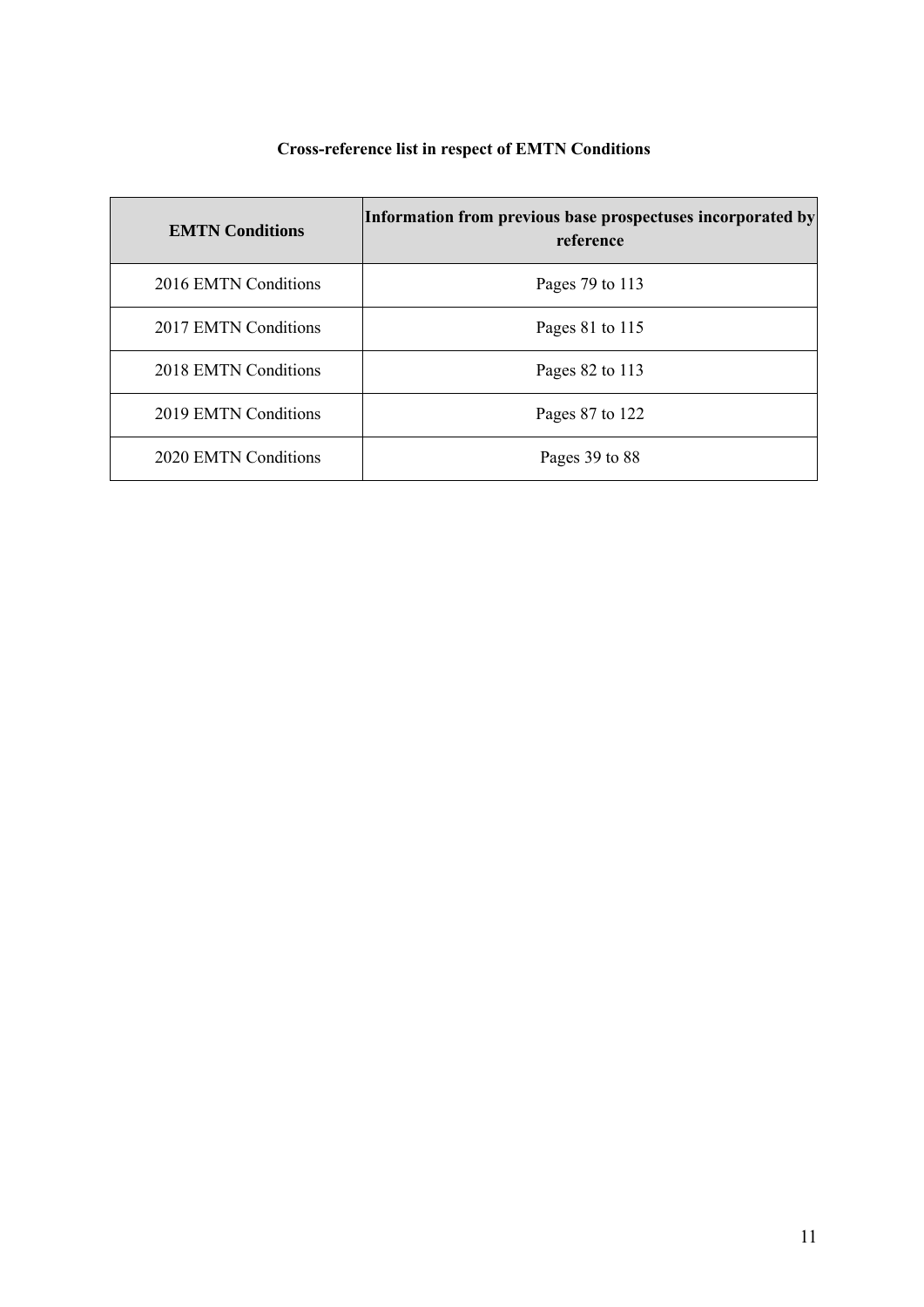**Cross-reference list in respect of EMTN Conditions**

| EMTN Conditions | Information from previous base prospectuses incorporated by reference |
|---|---|
| 2016 EMTN Conditions | Pages 79 to 113 |
| 2017 EMTN Conditions | Pages 81 to 115 |
| 2018 EMTN Conditions | Pages 82 to 113 |
| 2019 EMTN Conditions | Pages 87 to 122 |
| 2020 EMTN Conditions | Pages 39 to 88 |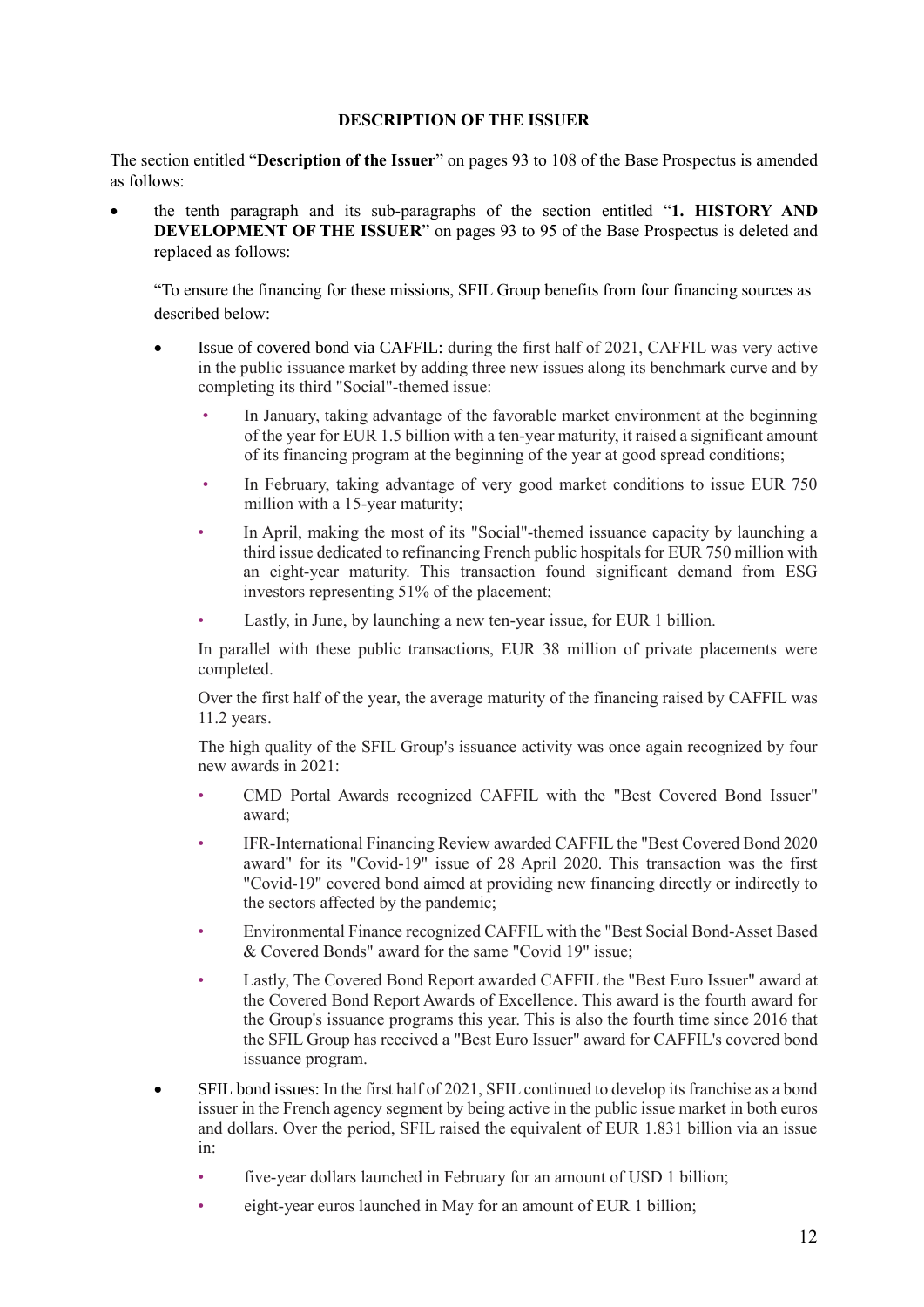**DESCRIPTION OF THE ISSUER**

The section entitled "**Description of the Issuer**" on pages 93 to 108 of the Base Prospectus is amended as follows:

- the tenth paragraph and its sub-paragraphs of the section entitled "**1. HISTORY AND DEVELOPMENT OF THE ISSUER**" on pages 93 to 95 of the Base Prospectus is deleted and replaced as follows:

  "To ensure the financing for these missions, SFIL Group benefits from four financing sources as described below:

  - Issue of covered bond via CAFFIL: during the first half of 2021, CAFFIL was very active in the public issuance market by adding three new issues along its benchmark curve and by completing its third "Social"-themed issue:
    - In January, taking advantage of the favorable market environment at the beginning of the year for EUR 1.5 billion with a ten-year maturity, it raised a significant amount of its financing program at the beginning of the year at good spread conditions;
    - In February, taking advantage of very good market conditions to issue EUR 750 million with a 15-year maturity;
    - In April, making the most of its "Social"-themed issuance capacity by launching a third issue dedicated to refinancing French public hospitals for EUR 750 million with an eight-year maturity. This transaction found significant demand from ESG investors representing 51% of the placement;
    - Lastly, in June, by launching a new ten-year issue, for EUR 1 billion.

    In parallel with these public transactions, EUR 38 million of private placements were completed.

    Over the first half of the year, the average maturity of the financing raised by CAFFIL was 11.2 years.

    The high quality of the SFIL Group's issuance activity was once again recognized by four new awards in 2021:

    - CMD Portal Awards recognized CAFFIL with the "Best Covered Bond Issuer" award;
    - IFR-International Financing Review awarded CAFFIL the "Best Covered Bond 2020 award" for its "Covid-19" issue of 28 April 2020. This transaction was the first "Covid-19" covered bond aimed at providing new financing directly or indirectly to the sectors affected by the pandemic;
    - Environmental Finance recognized CAFFIL with the "Best Social Bond-Asset Based & Covered Bonds" award for the same "Covid 19" issue;
    - Lastly, The Covered Bond Report awarded CAFFIL the "Best Euro Issuer" award at the Covered Bond Report Awards of Excellence. This award is the fourth award for the Group's issuance programs this year. This is also the fourth time since 2016 that the SFIL Group has received a "Best Euro Issuer" award for CAFFIL's covered bond issuance program.

  - SFIL bond issues: In the first half of 2021, SFIL continued to develop its franchise as a bond issuer in the French agency segment by being active in the public issue market in both euros and dollars. Over the period, SFIL raised the equivalent of EUR 1.831 billion via an issue in:
    - five-year dollars launched in February for an amount of USD 1 billion;
    - eight-year euros launched in May for an amount of EUR 1 billion;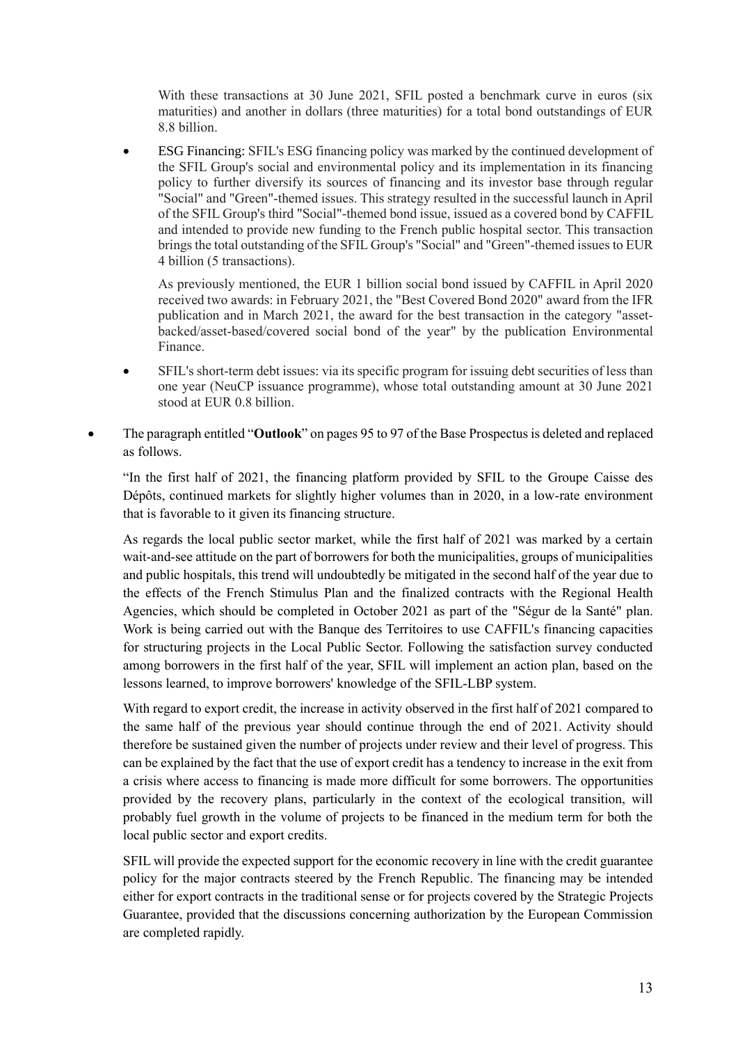With these transactions at 30 June 2021, SFIL posted a benchmark curve in euros (six maturities) and another in dollars (three maturities) for a total bond outstandings of EUR 8.8 billion.

- ESG Financing: SFIL's ESG financing policy was marked by the continued development of the SFIL Group's social and environmental policy and its implementation in its financing policy to further diversify its sources of financing and its investor base through regular "Social" and "Green"-themed issues. This strategy resulted in the successful launch in April of the SFIL Group's third "Social"-themed bond issue, issued as a covered bond by CAFFIL and intended to provide new funding to the French public hospital sector. This transaction brings the total outstanding of the SFIL Group's "Social" and "Green"-themed issues to EUR 4 billion (5 transactions).

  As previously mentioned, the EUR 1 billion social bond issued by CAFFIL in April 2020 received two awards: in February 2021, the "Best Covered Bond 2020" award from the IFR publication and in March 2021, the award for the best transaction in the category "asset-backed/asset-based/covered social bond of the year" by the publication Environmental Finance.

- SFIL's short-term debt issues: via its specific program for issuing debt securities of less than one year (NeuCP issuance programme), whose total outstanding amount at 30 June 2021 stood at EUR 0.8 billion.

- The paragraph entitled "**Outlook**" on pages 95 to 97 of the Base Prospectus is deleted and replaced as follows.

  "In the first half of 2021, the financing platform provided by SFIL to the Groupe Caisse des Dépôts, continued markets for slightly higher volumes than in 2020, in a low-rate environment that is favorable to it given its financing structure.

  As regards the local public sector market, while the first half of 2021 was marked by a certain wait-and-see attitude on the part of borrowers for both the municipalities, groups of municipalities and public hospitals, this trend will undoubtedly be mitigated in the second half of the year due to the effects of the French Stimulus Plan and the finalized contracts with the Regional Health Agencies, which should be completed in October 2021 as part of the "Ségur de la Santé" plan. Work is being carried out with the Banque des Territoires to use CAFFIL's financing capacities for structuring projects in the Local Public Sector. Following the satisfaction survey conducted among borrowers in the first half of the year, SFIL will implement an action plan, based on the lessons learned, to improve borrowers' knowledge of the SFIL-LBP system.

  With regard to export credit, the increase in activity observed in the first half of 2021 compared to the same half of the previous year should continue through the end of 2021. Activity should therefore be sustained given the number of projects under review and their level of progress. This can be explained by the fact that the use of export credit has a tendency to increase in the exit from a crisis where access to financing is made more difficult for some borrowers. The opportunities provided by the recovery plans, particularly in the context of the ecological transition, will probably fuel growth in the volume of projects to be financed in the medium term for both the local public sector and export credits.

  SFIL will provide the expected support for the economic recovery in line with the credit guarantee policy for the major contracts steered by the French Republic. The financing may be intended either for export contracts in the traditional sense or for projects covered by the Strategic Projects Guarantee, provided that the discussions concerning authorization by the European Commission are completed rapidly.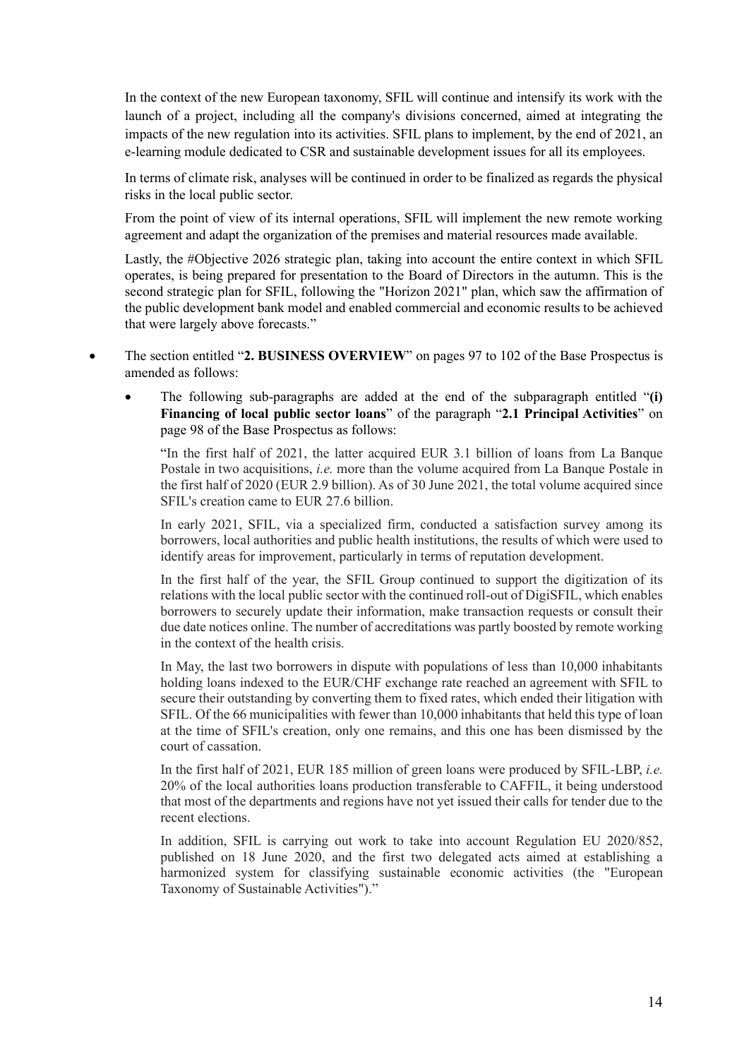In the context of the new European taxonomy, SFIL will continue and intensify its work with the launch of a project, including all the company's divisions concerned, aimed at integrating the impacts of the new regulation into its activities. SFIL plans to implement, by the end of 2021, an e-learning module dedicated to CSR and sustainable development issues for all its employees.

In terms of climate risk, analyses will be continued in order to be finalized as regards the physical risks in the local public sector.

From the point of view of its internal operations, SFIL will implement the new remote working agreement and adapt the organization of the premises and material resources made available.

Lastly, the #Objective 2026 strategic plan, taking into account the entire context in which SFIL operates, is being prepared for presentation to the Board of Directors in the autumn. This is the second strategic plan for SFIL, following the "Horizon 2021" plan, which saw the affirmation of the public development bank model and enabled commercial and economic results to be achieved that were largely above forecasts."

- The section entitled "**2. BUSINESS OVERVIEW**" on pages 97 to 102 of the Base Prospectus is amended as follows:
  - The following sub-paragraphs are added at the end of the subparagraph entitled "**(i) Financing of local public sector loans**" of the paragraph "**2.1 Principal Activities**" on page 98 of the Base Prospectus as follows:

    "In the first half of 2021, the latter acquired EUR 3.1 billion of loans from La Banque Postale in two acquisitions, *i.e.* more than the volume acquired from La Banque Postale in the first half of 2020 (EUR 2.9 billion). As of 30 June 2021, the total volume acquired since SFIL's creation came to EUR 27.6 billion.

    In early 2021, SFIL, via a specialized firm, conducted a satisfaction survey among its borrowers, local authorities and public health institutions, the results of which were used to identify areas for improvement, particularly in terms of reputation development.

    In the first half of the year, the SFIL Group continued to support the digitization of its relations with the local public sector with the continued roll-out of DigiSFIL, which enables borrowers to securely update their information, make transaction requests or consult their due date notices online. The number of accreditations was partly boosted by remote working in the context of the health crisis.

    In May, the last two borrowers in dispute with populations of less than 10,000 inhabitants holding loans indexed to the EUR/CHF exchange rate reached an agreement with SFIL to secure their outstanding by converting them to fixed rates, which ended their litigation with SFIL. Of the 66 municipalities with fewer than 10,000 inhabitants that held this type of loan at the time of SFIL's creation, only one remains, and this one has been dismissed by the court of cassation.

    In the first half of 2021, EUR 185 million of green loans were produced by SFIL-LBP, *i.e.* 20% of the local authorities loans production transferable to CAFFIL, it being understood that most of the departments and regions have not yet issued their calls for tender due to the recent elections.

    In addition, SFIL is carrying out work to take into account Regulation EU 2020/852, published on 18 June 2020, and the first two delegated acts aimed at establishing a harmonized system for classifying sustainable economic activities (the "European Taxonomy of Sustainable Activities")."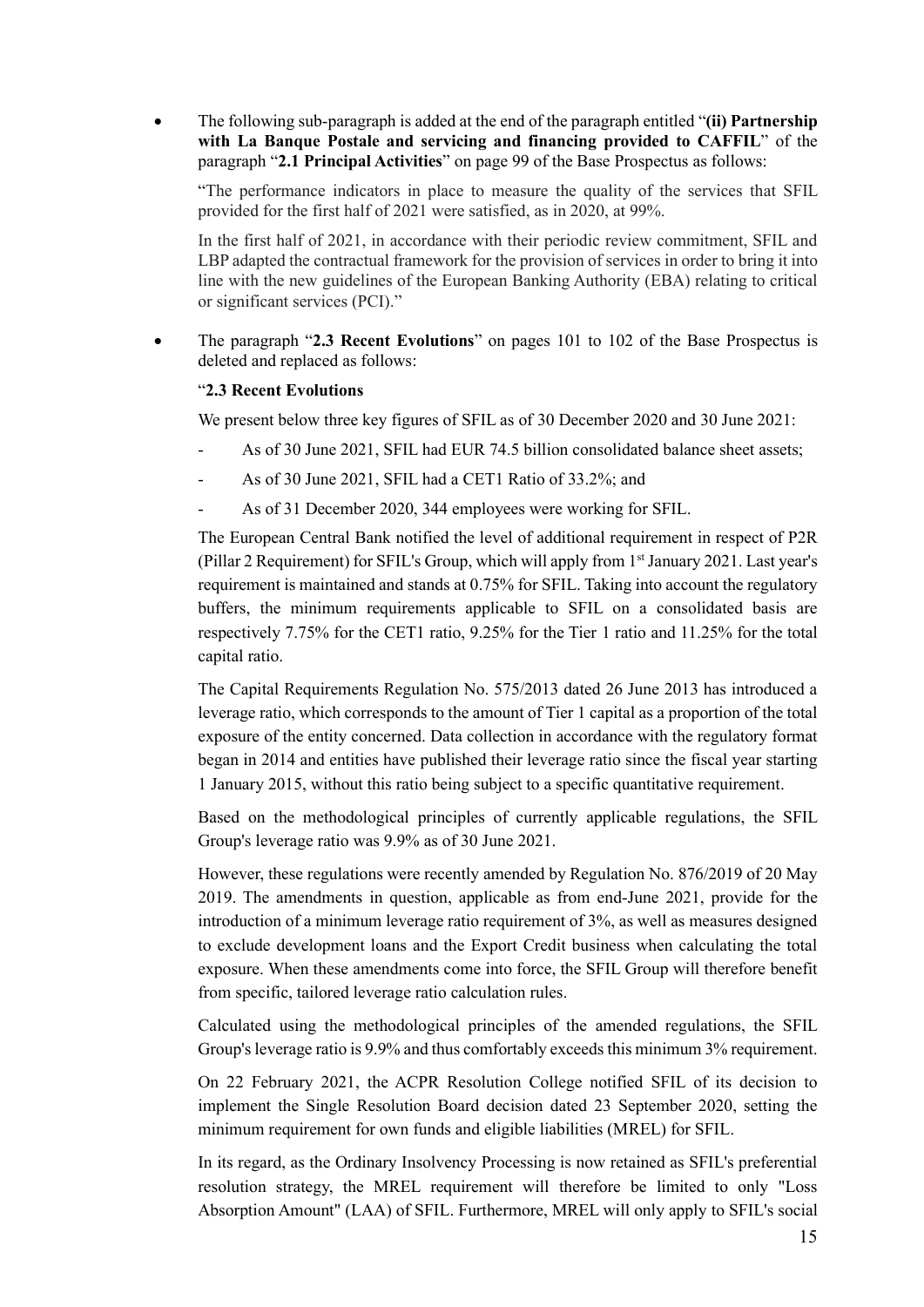- The following sub-paragraph is added at the end of the paragraph entitled "**(ii) Partnership with La Banque Postale and servicing and financing provided to CAFFIL**" of the paragraph "**2.1 Principal Activities**" on page 99 of the Base Prospectus as follows:

  "The performance indicators in place to measure the quality of the services that SFIL provided for the first half of 2021 were satisfied, as in 2020, at 99%.

  In the first half of 2021, in accordance with their periodic review commitment, SFIL and LBP adapted the contractual framework for the provision of services in order to bring it into line with the new guidelines of the European Banking Authority (EBA) relating to critical or significant services (PCI)."

- The paragraph "**2.3 Recent Evolutions**" on pages 101 to 102 of the Base Prospectus is deleted and replaced as follows:

  "**2.3 Recent Evolutions**

  We present below three key figures of SFIL as of 30 December 2020 and 30 June 2021:

  - As of 30 June 2021, SFIL had EUR 74.5 billion consolidated balance sheet assets;
  - As of 30 June 2021, SFIL had a CET1 Ratio of 33.2%; and
  - As of 31 December 2020, 344 employees were working for SFIL.

  The European Central Bank notified the level of additional requirement in respect of P2R (Pillar 2 Requirement) for SFIL's Group, which will apply from 1st January 2021. Last year's requirement is maintained and stands at 0.75% for SFIL. Taking into account the regulatory buffers, the minimum requirements applicable to SFIL on a consolidated basis are respectively 7.75% for the CET1 ratio, 9.25% for the Tier 1 ratio and 11.25% for the total capital ratio.

  The Capital Requirements Regulation No. 575/2013 dated 26 June 2013 has introduced a leverage ratio, which corresponds to the amount of Tier 1 capital as a proportion of the total exposure of the entity concerned. Data collection in accordance with the regulatory format began in 2014 and entities have published their leverage ratio since the fiscal year starting 1 January 2015, without this ratio being subject to a specific quantitative requirement.

  Based on the methodological principles of currently applicable regulations, the SFIL Group's leverage ratio was 9.9% as of 30 June 2021.

  However, these regulations were recently amended by Regulation No. 876/2019 of 20 May 2019. The amendments in question, applicable as from end-June 2021, provide for the introduction of a minimum leverage ratio requirement of 3%, as well as measures designed to exclude development loans and the Export Credit business when calculating the total exposure. When these amendments come into force, the SFIL Group will therefore benefit from specific, tailored leverage ratio calculation rules.

  Calculated using the methodological principles of the amended regulations, the SFIL Group's leverage ratio is 9.9% and thus comfortably exceeds this minimum 3% requirement.

  On 22 February 2021, the ACPR Resolution College notified SFIL of its decision to implement the Single Resolution Board decision dated 23 September 2020, setting the minimum requirement for own funds and eligible liabilities (MREL) for SFIL.

  In its regard, as the Ordinary Insolvency Processing is now retained as SFIL's preferential resolution strategy, the MREL requirement will therefore be limited to only "Loss Absorption Amount" (LAA) of SFIL. Furthermore, MREL will only apply to SFIL's social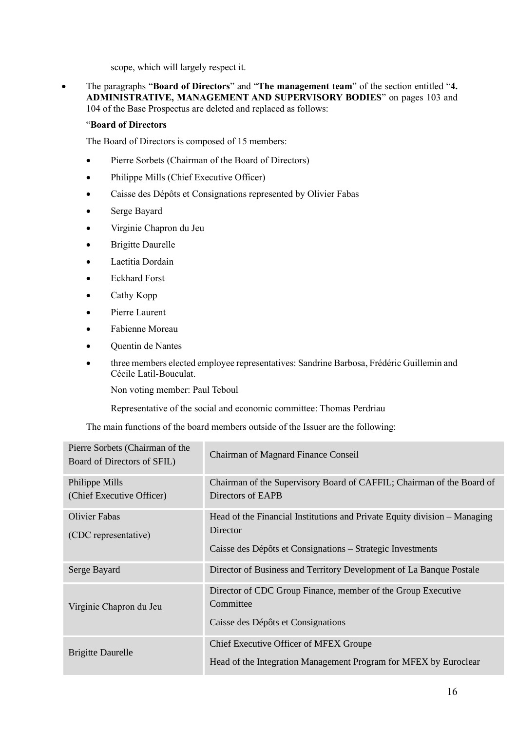scope, which will largely respect it.

- The paragraphs "**Board of Directors**" and "**The management team**" of the section entitled "**4. ADMINISTRATIVE, MANAGEMENT AND SUPERVISORY BODIES**" on pages 103 and 104 of the Base Prospectus are deleted and replaced as follows:

  "**Board of Directors**

  The Board of Directors is composed of 15 members:

  - Pierre Sorbets (Chairman of the Board of Directors)
  - Philippe Mills (Chief Executive Officer)
  - Caisse des Dépôts et Consignations represented by Olivier Fabas
  - Serge Bayard
  - Virginie Chapron du Jeu
  - Brigitte Daurelle
  - Laetitia Dordain
  - Eckhard Forst
  - Cathy Kopp
  - Pierre Laurent
  - Fabienne Moreau
  - Quentin de Nantes
  - three members elected employee representatives: Sandrine Barbosa, Frédéric Guillemin and Cécile Latil-Bouculat.

    Non voting member: Paul Teboul

    Representative of the social and economic committee: Thomas Perdriau

  The main functions of the board members outside of the Issuer are the following:

| | |
|---|---|
| Pierre Sorbets (Chairman of the Board of Directors of SFIL) | Chairman of Magnard Finance Conseil |
| Philippe Mills (Chief Executive Officer) | Chairman of the Supervisory Board of CAFFIL; Chairman of the Board of Directors of EAPB |
| Olivier Fabas (CDC representative) | Head of the Financial Institutions and Private Equity division – Managing Director<br><br>Caisse des Dépôts et Consignations – Strategic Investments |
| Serge Bayard | Director of Business and Territory Development of La Banque Postale |
| Virginie Chapron du Jeu | Director of CDC Group Finance, member of the Group Executive Committee<br><br>Caisse des Dépôts et Consignations |
| Brigitte Daurelle | Chief Executive Officer of MFEX Groupe<br><br>Head of the Integration Management Program for MFEX by Euroclear |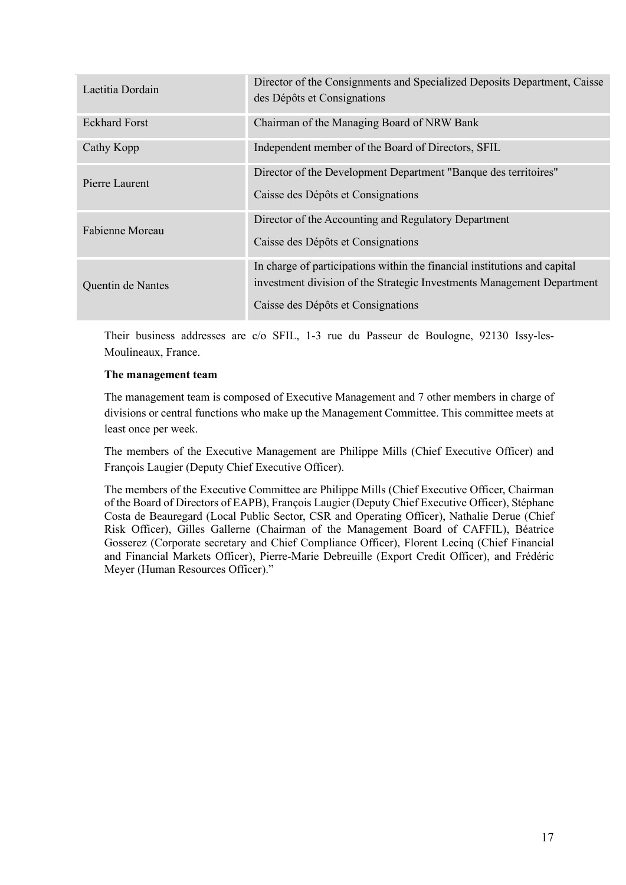| | |
|---|---|
| Laetitia Dordain | Director of the Consignments and Specialized Deposits Department, Caisse des Dépôts et Consignations |
| Eckhard Forst | Chairman of the Managing Board of NRW Bank |
| Cathy Kopp | Independent member of the Board of Directors, SFIL |
| Pierre Laurent | Director of the Development Department "Banque des territoires"<br>Caisse des Dépôts et Consignations |
| Fabienne Moreau | Director of the Accounting and Regulatory Department<br>Caisse des Dépôts et Consignations |
| Quentin de Nantes | In charge of participations within the financial institutions and capital investment division of the Strategic Investments Management Department<br>Caisse des Dépôts et Consignations |

Their business addresses are c/o SFIL, 1-3 rue du Passeur de Boulogne, 92130 Issy-les-Moulineaux, France.

**The management team**

The management team is composed of Executive Management and 7 other members in charge of divisions or central functions who make up the Management Committee. This committee meets at least once per week.

The members of the Executive Management are Philippe Mills (Chief Executive Officer) and François Laugier (Deputy Chief Executive Officer).

The members of the Executive Committee are Philippe Mills (Chief Executive Officer, Chairman of the Board of Directors of EAPB), François Laugier (Deputy Chief Executive Officer), Stéphane Costa de Beauregard (Local Public Sector, CSR and Operating Officer), Nathalie Derue (Chief Risk Officer), Gilles Gallerne (Chairman of the Management Board of CAFFIL), Béatrice Gosserez (Corporate secretary and Chief Compliance Officer), Florent Lecinq (Chief Financial and Financial Markets Officer), Pierre-Marie Debreuille (Export Credit Officer), and Frédéric Meyer (Human Resources Officer)."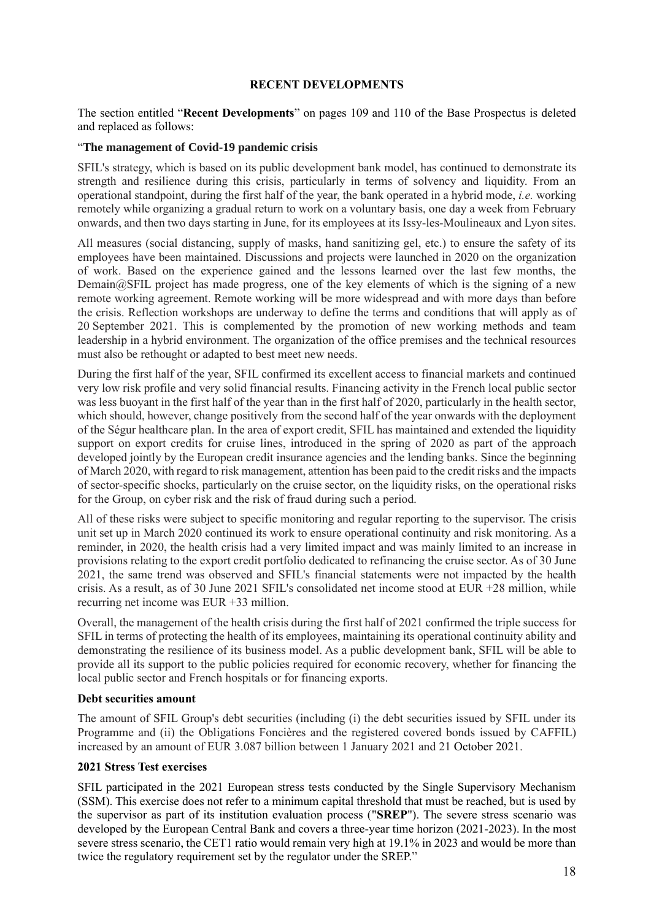## RECENT DEVELOPMENTS

The section entitled "**Recent Developments**" on pages 109 and 110 of the Base Prospectus is deleted and replaced as follows:

"**The management of Covid-19 pandemic crisis**

SFIL's strategy, which is based on its public development bank model, has continued to demonstrate its strength and resilience during this crisis, particularly in terms of solvency and liquidity. From an operational standpoint, during the first half of the year, the bank operated in a hybrid mode, *i.e.* working remotely while organizing a gradual return to work on a voluntary basis, one day a week from February onwards, and then two days starting in June, for its employees at its Issy-les-Moulineaux and Lyon sites.

All measures (social distancing, supply of masks, hand sanitizing gel, etc.) to ensure the safety of its employees have been maintained. Discussions and projects were launched in 2020 on the organization of work. Based on the experience gained and the lessons learned over the last few months, the Demain@SFIL project has made progress, one of the key elements of which is the signing of a new remote working agreement. Remote working will be more widespread and with more days than before the crisis. Reflection workshops are underway to define the terms and conditions that will apply as of 20 September 2021. This is complemented by the promotion of new working methods and team leadership in a hybrid environment. The organization of the office premises and the technical resources must also be rethought or adapted to best meet new needs.

During the first half of the year, SFIL confirmed its excellent access to financial markets and continued very low risk profile and very solid financial results. Financing activity in the French local public sector was less buoyant in the first half of the year than in the first half of 2020, particularly in the health sector, which should, however, change positively from the second half of the year onwards with the deployment of the Ségur healthcare plan. In the area of export credit, SFIL has maintained and extended the liquidity support on export credits for cruise lines, introduced in the spring of 2020 as part of the approach developed jointly by the European credit insurance agencies and the lending banks. Since the beginning of March 2020, with regard to risk management, attention has been paid to the credit risks and the impacts of sector-specific shocks, particularly on the cruise sector, on the liquidity risks, on the operational risks for the Group, on cyber risk and the risk of fraud during such a period.

All of these risks were subject to specific monitoring and regular reporting to the supervisor. The crisis unit set up in March 2020 continued its work to ensure operational continuity and risk monitoring. As a reminder, in 2020, the health crisis had a very limited impact and was mainly limited to an increase in provisions relating to the export credit portfolio dedicated to refinancing the cruise sector. As of 30 June 2021, the same trend was observed and SFIL's financial statements were not impacted by the health crisis. As a result, as of 30 June 2021 SFIL's consolidated net income stood at EUR +28 million, while recurring net income was EUR +33 million.

Overall, the management of the health crisis during the first half of 2021 confirmed the triple success for SFIL in terms of protecting the health of its employees, maintaining its operational continuity ability and demonstrating the resilience of its business model. As a public development bank, SFIL will be able to provide all its support to the public policies required for economic recovery, whether for financing the local public sector and French hospitals or for financing exports.

**Debt securities amount**

The amount of SFIL Group's debt securities (including (i) the debt securities issued by SFIL under its Programme and (ii) the Obligations Foncières and the registered covered bonds issued by CAFFIL) increased by an amount of EUR 3.087 billion between 1 January 2021 and 21 October 2021.

**2021 Stress Test exercises**

SFIL participated in the 2021 European stress tests conducted by the Single Supervisory Mechanism (SSM). This exercise does not refer to a minimum capital threshold that must be reached, but is used by the supervisor as part of its institution evaluation process ("**SREP**"). The severe stress scenario was developed by the European Central Bank and covers a three-year time horizon (2021-2023). In the most severe stress scenario, the CET1 ratio would remain very high at 19.1% in 2023 and would be more than twice the regulatory requirement set by the regulator under the SREP."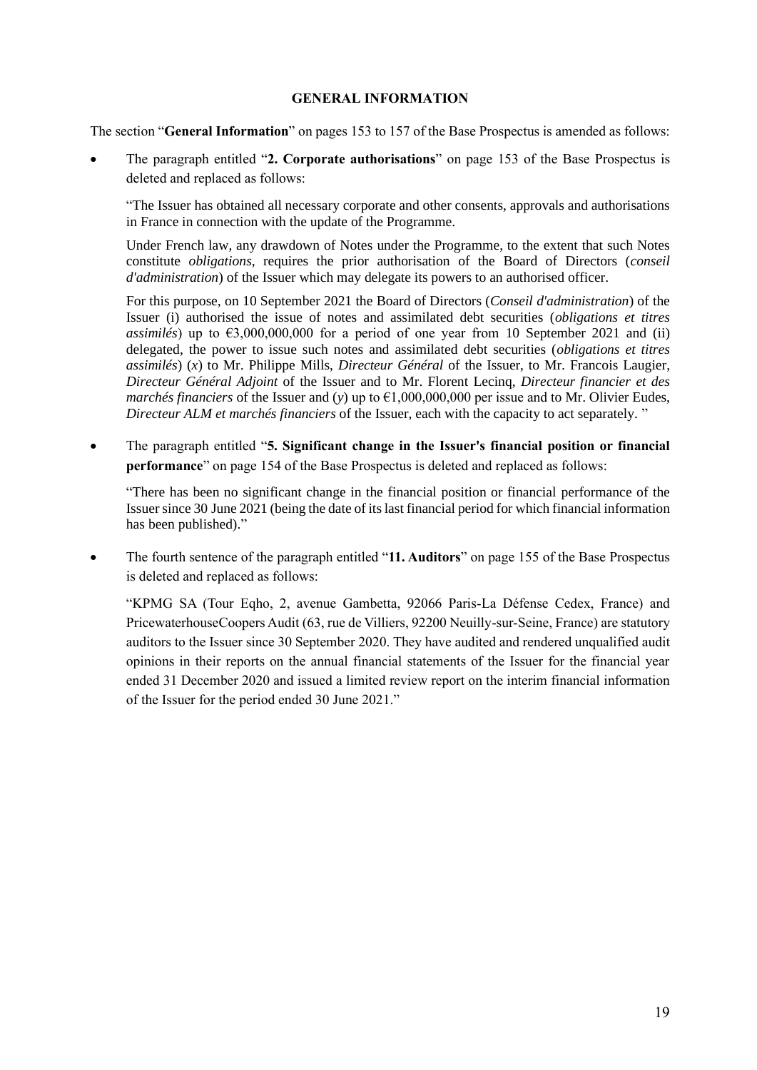# GENERAL INFORMATION

The section "**General Information**" on pages 153 to 157 of the Base Prospectus is amended as follows:

- The paragraph entitled "**2. Corporate authorisations**" on page 153 of the Base Prospectus is deleted and replaced as follows:

  "The Issuer has obtained all necessary corporate and other consents, approvals and authorisations in France in connection with the update of the Programme.

  Under French law, any drawdown of Notes under the Programme, to the extent that such Notes constitute *obligations*, requires the prior authorisation of the Board of Directors (*conseil d'administration*) of the Issuer which may delegate its powers to an authorised officer.

  For this purpose, on 10 September 2021 the Board of Directors (*Conseil d'administration*) of the Issuer (i) authorised the issue of notes and assimilated debt securities (*obligations et titres assimilés*) up to €3,000,000,000 for a period of one year from 10 September 2021 and (ii) delegated, the power to issue such notes and assimilated debt securities (*obligations et titres assimilés*) (*x*) to Mr. Philippe Mills, *Directeur Général* of the Issuer, to Mr. Francois Laugier, *Directeur Général Adjoint* of the Issuer and to Mr. Florent Lecinq, *Directeur financier et des marchés financiers* of the Issuer and (*y*) up to €1,000,000,000 per issue and to Mr. Olivier Eudes, *Directeur ALM et marchés financiers* of the Issuer, each with the capacity to act separately. "

- The paragraph entitled "**5. Significant change in the Issuer's financial position or financial performance**" on page 154 of the Base Prospectus is deleted and replaced as follows:

  "There has been no significant change in the financial position or financial performance of the Issuer since 30 June 2021 (being the date of its last financial period for which financial information has been published)."

- The fourth sentence of the paragraph entitled "**11. Auditors**" on page 155 of the Base Prospectus is deleted and replaced as follows:

  "KPMG SA (Tour Eqho, 2, avenue Gambetta, 92066 Paris-La Défense Cedex, France) and PricewaterhouseCoopers Audit (63, rue de Villiers, 92200 Neuilly-sur-Seine, France) are statutory auditors to the Issuer since 30 September 2020. They have audited and rendered unqualified audit opinions in their reports on the annual financial statements of the Issuer for the financial year ended 31 December 2020 and issued a limited review report on the interim financial information of the Issuer for the period ended 30 June 2021."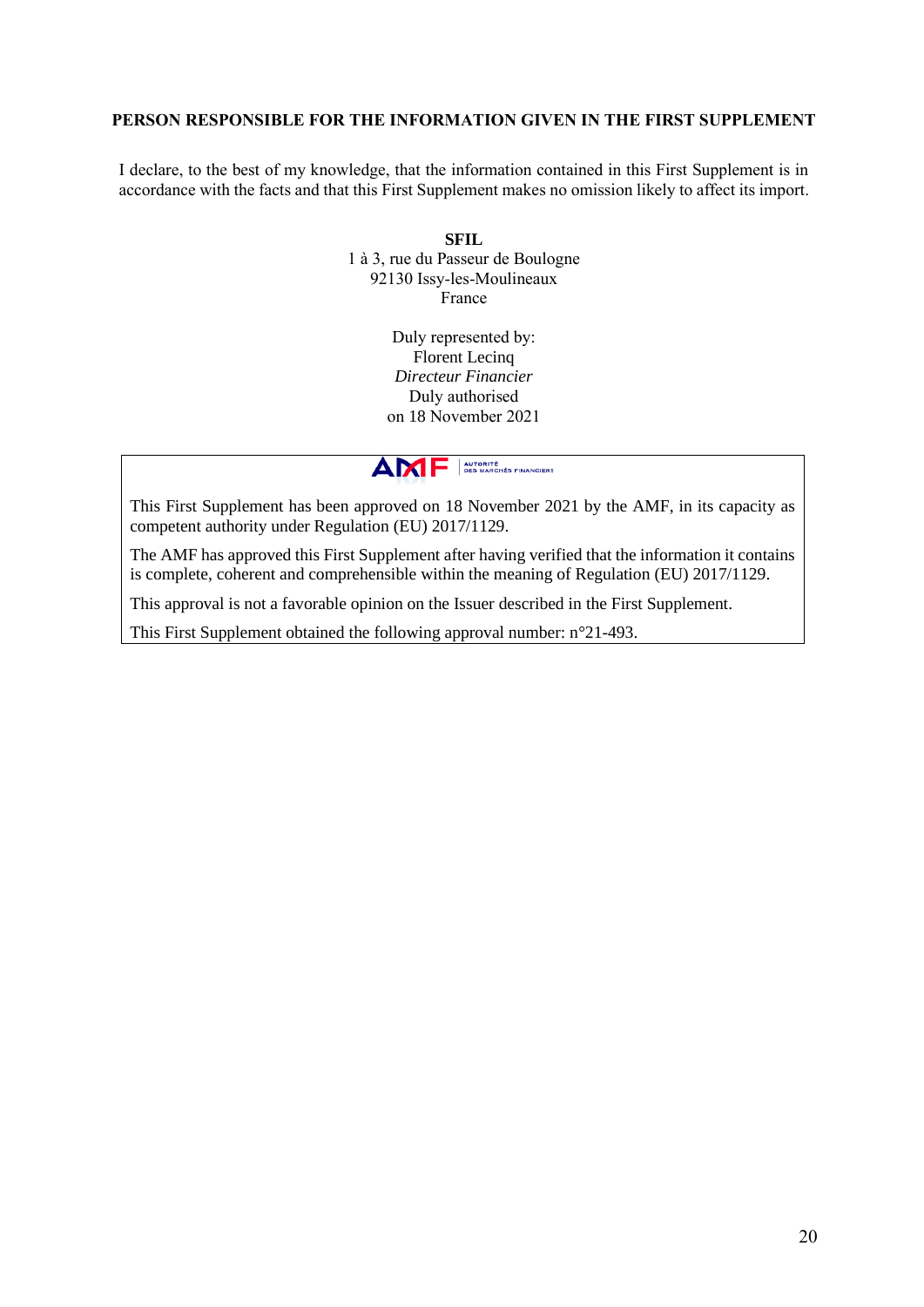**PERSON RESPONSIBLE FOR THE INFORMATION GIVEN IN THE FIRST SUPPLEMENT**

I declare, to the best of my knowledge, that the information contained in this First Supplement is in accordance with the facts and that this First Supplement makes no omission likely to affect its import.

**SFIL**
1 à 3, rue du Passeur de Boulogne
92130 Issy-les-Moulineaux
France

Duly represented by:
Florent Lecinq
*Directeur Financier*
Duly authorised
on 18 November 2021

AMF | AUTORITÉ DES MARCHÉS FINANCIERS

This First Supplement has been approved on 18 November 2021 by the AMF, in its capacity as competent authority under Regulation (EU) 2017/1129.

The AMF has approved this First Supplement after having verified that the information it contains is complete, coherent and comprehensible within the meaning of Regulation (EU) 2017/1129.

This approval is not a favorable opinion on the Issuer described in the First Supplement.

This First Supplement obtained the following approval number: n°21-493.